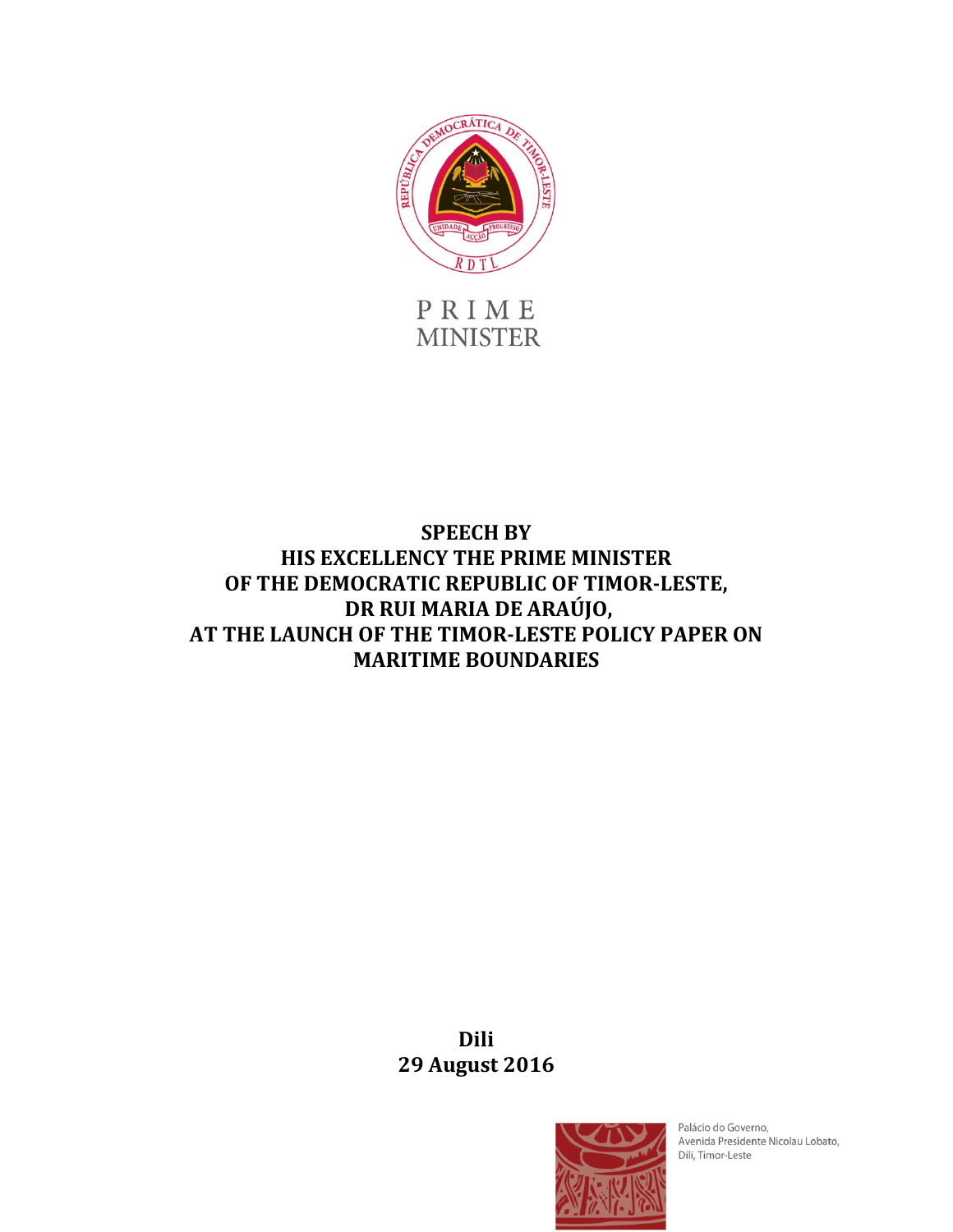PRIME
MINISTER

# SPEECH BY HIS EXCELLENCY THE PRIME MINISTER OF THE DEMOCRATIC REPUBLIC OF TIMOR-LESTE, DR RUI MARIA DE ARAÚJO, AT THE LAUNCH OF THE TIMOR-LESTE POLICY PAPER ON MARITIME BOUNDARIES

**Dili**
**29 August 2016**

Palácio do Governo,
Avenida Presidente Nicolau Lobato,
Dili, Timor-Leste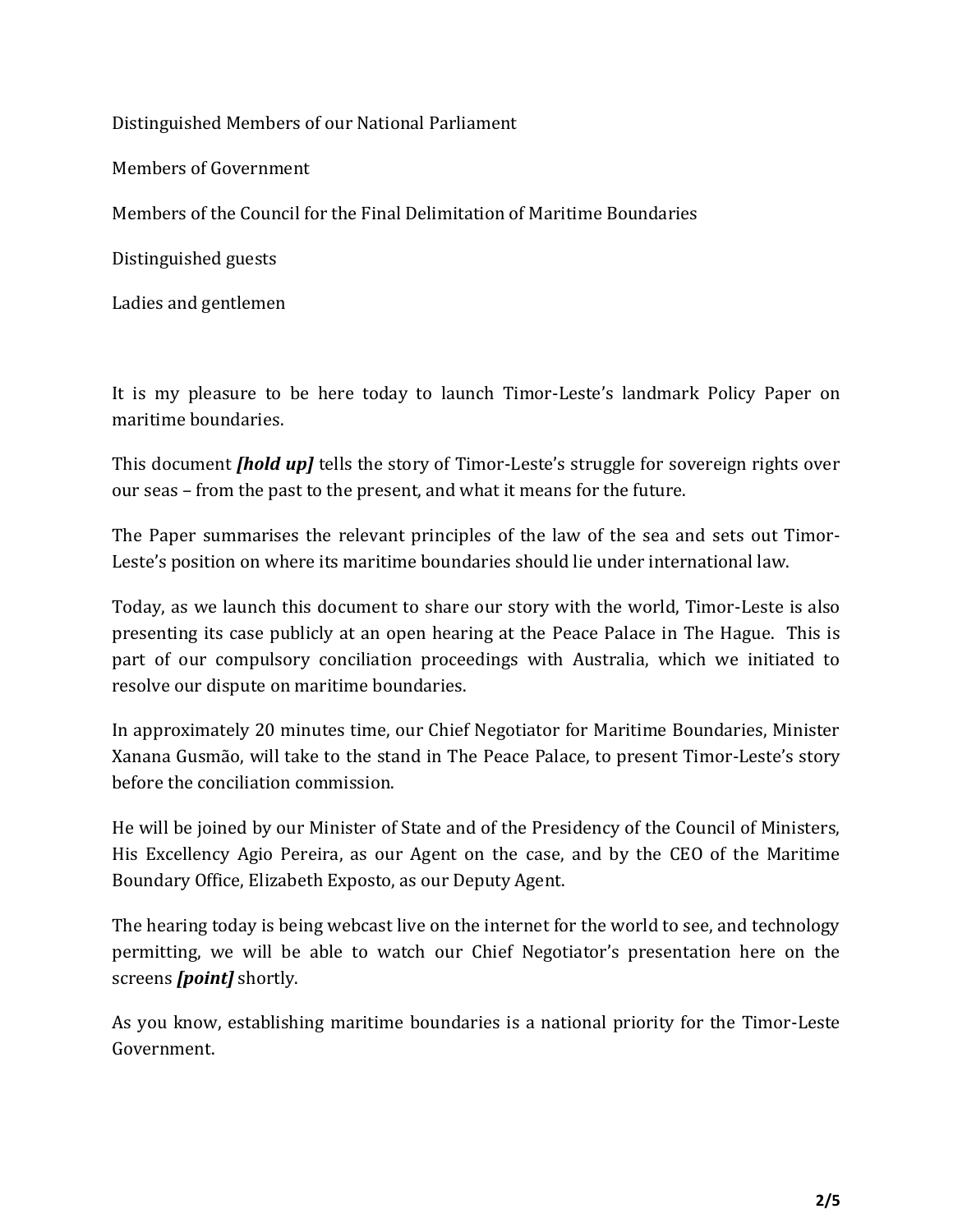Distinguished Members of our National Parliament

Members of Government

Members of the Council for the Final Delimitation of Maritime Boundaries

Distinguished guests

Ladies and gentlemen

It is my pleasure to be here today to launch Timor-Leste's landmark Policy Paper on maritime boundaries.

This document ***[hold up]*** tells the story of Timor-Leste's struggle for sovereign rights over our seas – from the past to the present, and what it means for the future.

The Paper summarises the relevant principles of the law of the sea and sets out Timor-Leste's position on where its maritime boundaries should lie under international law.

Today, as we launch this document to share our story with the world, Timor-Leste is also presenting its case publicly at an open hearing at the Peace Palace in The Hague. This is part of our compulsory conciliation proceedings with Australia, which we initiated to resolve our dispute on maritime boundaries.

In approximately 20 minutes time, our Chief Negotiator for Maritime Boundaries, Minister Xanana Gusmão, will take to the stand in The Peace Palace, to present Timor-Leste's story before the conciliation commission.

He will be joined by our Minister of State and of the Presidency of the Council of Ministers, His Excellency Agio Pereira, as our Agent on the case, and by the CEO of the Maritime Boundary Office, Elizabeth Exposto, as our Deputy Agent.

The hearing today is being webcast live on the internet for the world to see, and technology permitting, we will be able to watch our Chief Negotiator's presentation here on the screens ***[point]*** shortly.

As you know, establishing maritime boundaries is a national priority for the Timor-Leste Government.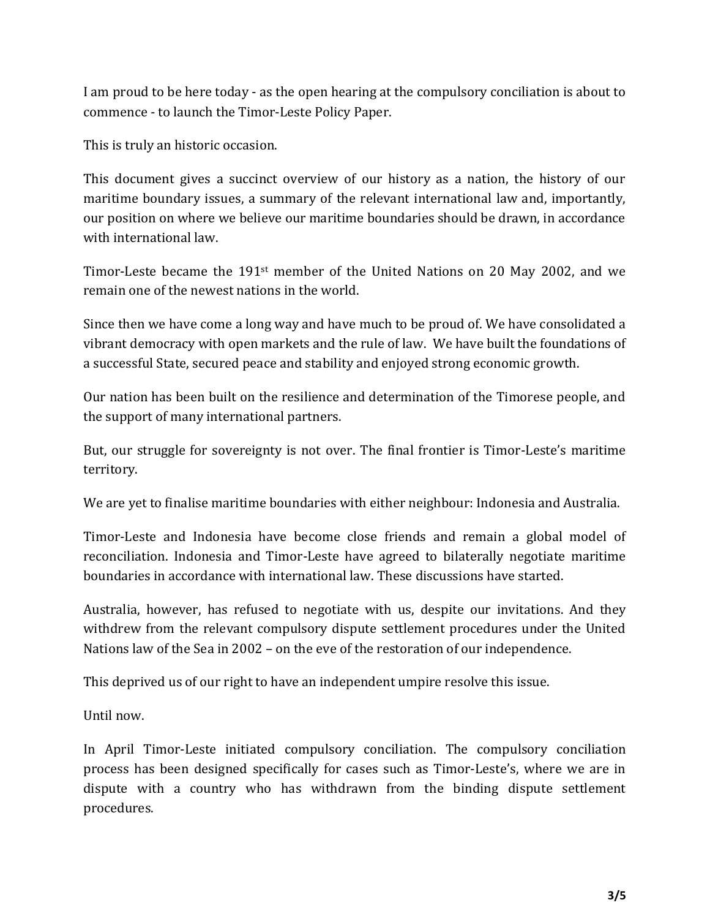I am proud to be here today - as the open hearing at the compulsory conciliation is about to commence - to launch the Timor-Leste Policy Paper.

This is truly an historic occasion.

This document gives a succinct overview of our history as a nation, the history of our maritime boundary issues, a summary of the relevant international law and, importantly, our position on where we believe our maritime boundaries should be drawn, in accordance with international law.

Timor-Leste became the 191st member of the United Nations on 20 May 2002, and we remain one of the newest nations in the world.

Since then we have come a long way and have much to be proud of. We have consolidated a vibrant democracy with open markets and the rule of law. We have built the foundations of a successful State, secured peace and stability and enjoyed strong economic growth.

Our nation has been built on the resilience and determination of the Timorese people, and the support of many international partners.

But, our struggle for sovereignty is not over. The final frontier is Timor-Leste's maritime territory.

We are yet to finalise maritime boundaries with either neighbour: Indonesia and Australia.

Timor-Leste and Indonesia have become close friends and remain a global model of reconciliation. Indonesia and Timor-Leste have agreed to bilaterally negotiate maritime boundaries in accordance with international law. These discussions have started.

Australia, however, has refused to negotiate with us, despite our invitations. And they withdrew from the relevant compulsory dispute settlement procedures under the United Nations law of the Sea in 2002 – on the eve of the restoration of our independence.

This deprived us of our right to have an independent umpire resolve this issue.

Until now.

In April Timor-Leste initiated compulsory conciliation. The compulsory conciliation process has been designed specifically for cases such as Timor-Leste's, where we are in dispute with a country who has withdrawn from the binding dispute settlement procedures.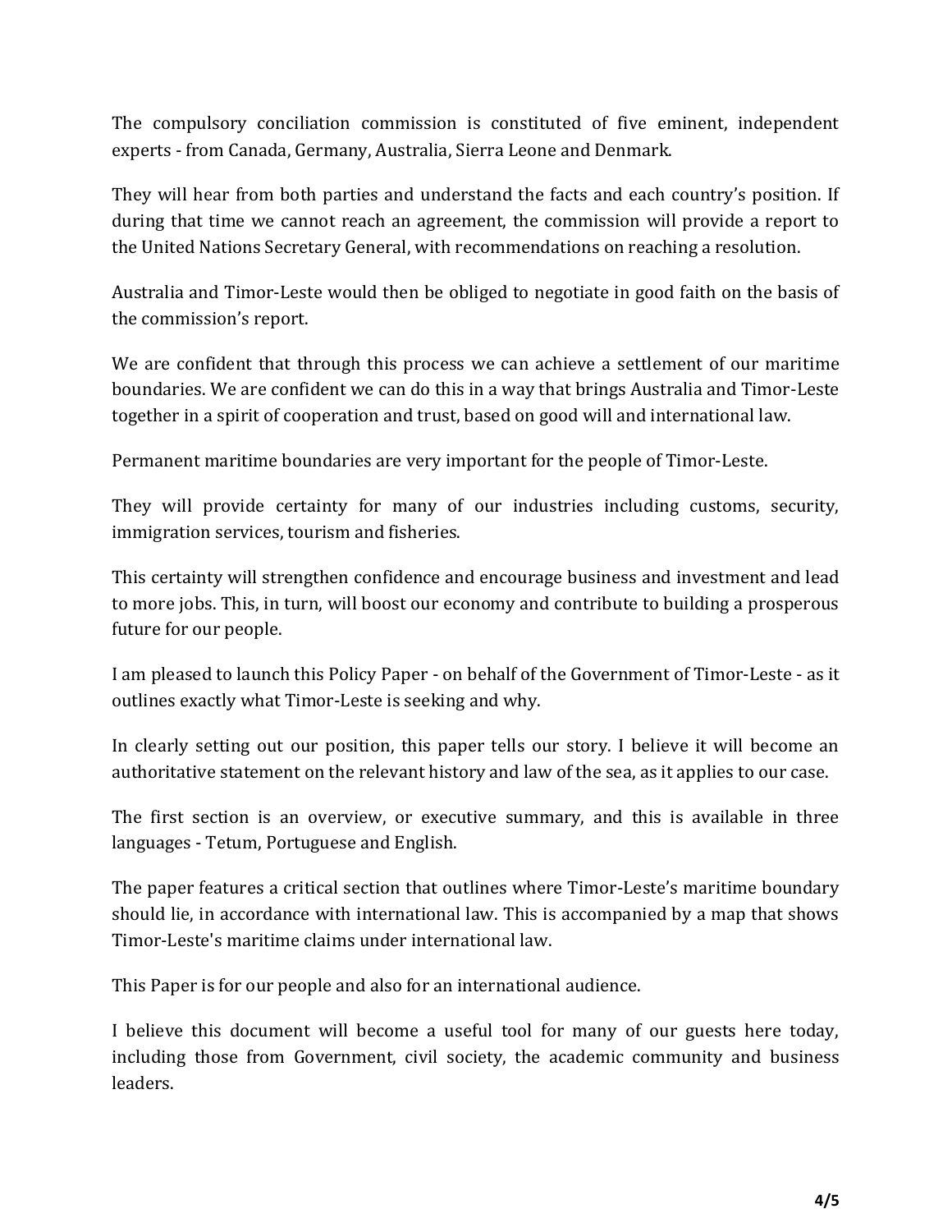The compulsory conciliation commission is constituted of five eminent, independent experts - from Canada, Germany, Australia, Sierra Leone and Denmark.

They will hear from both parties and understand the facts and each country's position. If during that time we cannot reach an agreement, the commission will provide a report to the United Nations Secretary General, with recommendations on reaching a resolution.

Australia and Timor-Leste would then be obliged to negotiate in good faith on the basis of the commission's report.

We are confident that through this process we can achieve a settlement of our maritime boundaries. We are confident we can do this in a way that brings Australia and Timor-Leste together in a spirit of cooperation and trust, based on good will and international law.

Permanent maritime boundaries are very important for the people of Timor-Leste.

They will provide certainty for many of our industries including customs, security, immigration services, tourism and fisheries.

This certainty will strengthen confidence and encourage business and investment and lead to more jobs. This, in turn, will boost our economy and contribute to building a prosperous future for our people.

I am pleased to launch this Policy Paper - on behalf of the Government of Timor-Leste - as it outlines exactly what Timor-Leste is seeking and why.

In clearly setting out our position, this paper tells our story. I believe it will become an authoritative statement on the relevant history and law of the sea, as it applies to our case.

The first section is an overview, or executive summary, and this is available in three languages - Tetum, Portuguese and English.

The paper features a critical section that outlines where Timor-Leste's maritime boundary should lie, in accordance with international law. This is accompanied by a map that shows Timor-Leste's maritime claims under international law.

This Paper is for our people and also for an international audience.

I believe this document will become a useful tool for many of our guests here today, including those from Government, civil society, the academic community and business leaders.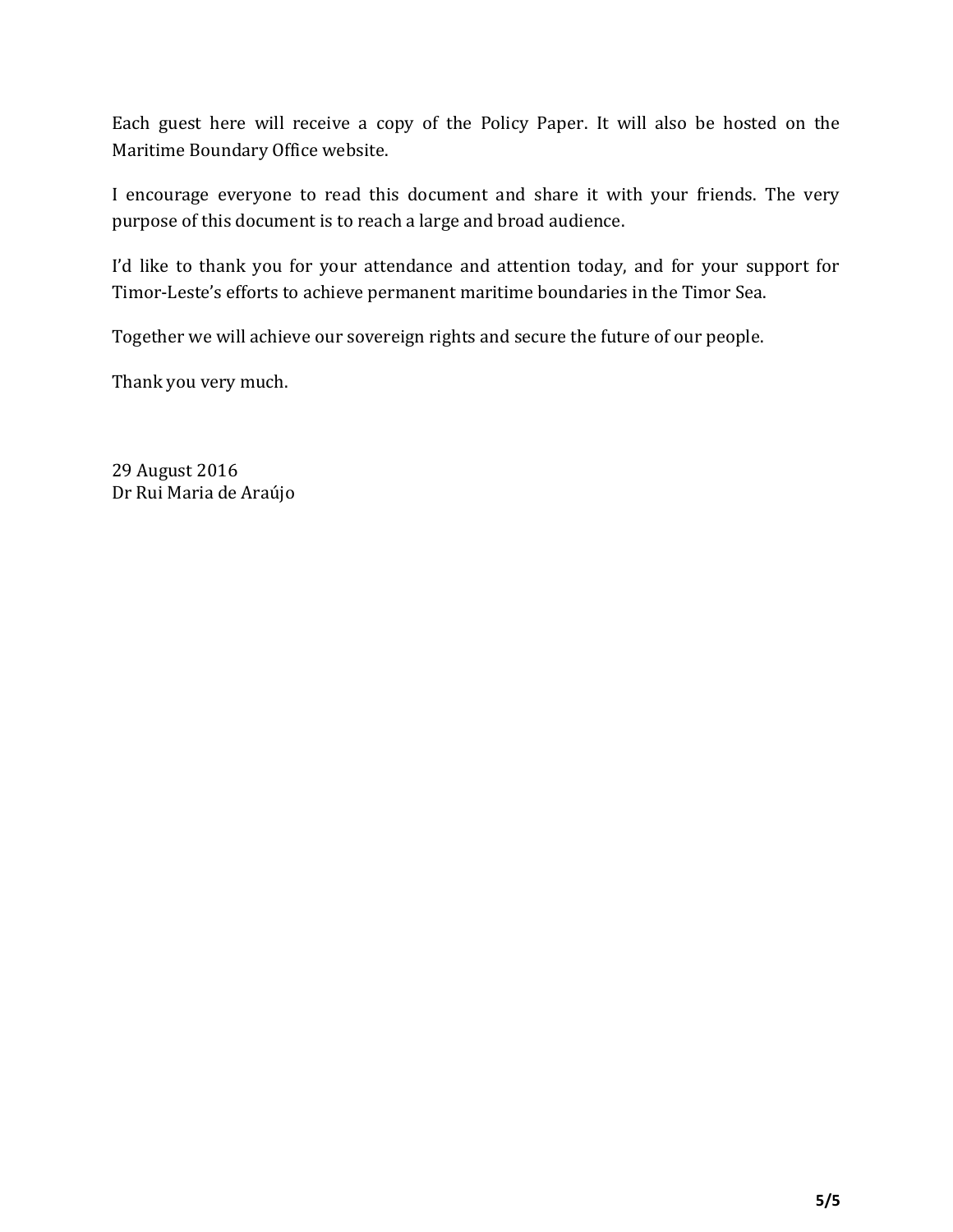Each guest here will receive a copy of the Policy Paper. It will also be hosted on the Maritime Boundary Office website.

I encourage everyone to read this document and share it with your friends. The very purpose of this document is to reach a large and broad audience.

I'd like to thank you for your attendance and attention today, and for your support for Timor-Leste's efforts to achieve permanent maritime boundaries in the Timor Sea.

Together we will achieve our sovereign rights and secure the future of our people.

Thank you very much.

29 August 2016
Dr Rui Maria de Araújo